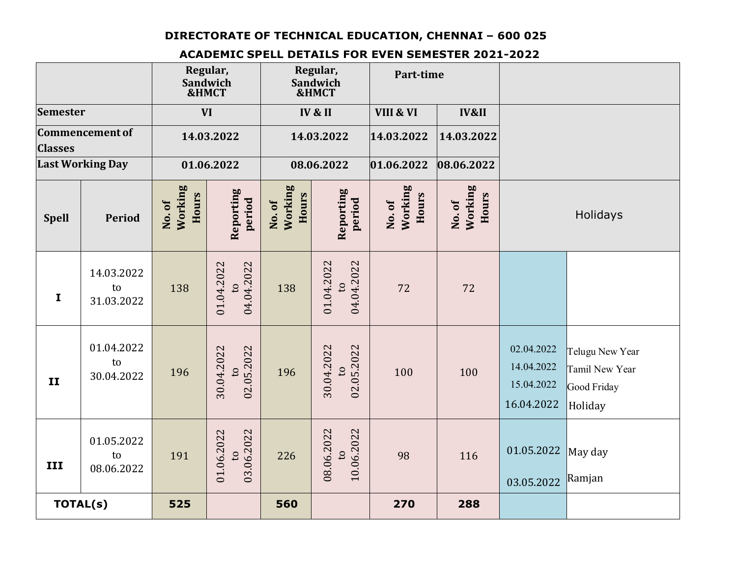# DIRECTORATE OF TECHNICAL EDUCATION, CHENNAI – 600 025

## ACADEMIC SPELL DETAILS FOR EVEN SEMESTER 2021-2022

| | | Regular, Sandwich &HMCT | | Regular, Sandwich &HMCT | | Part-time | | | |
|---|---|---|---|---|---|---|---|---|---|
| **Semester** | | VI | | IV & II | | VIII & VI | IV&II | | |
| **Commencement of Classes** | | 14.03.2022 | | 14.03.2022 | | 14.03.2022 | 14.03.2022 | | |
| **Last Working Day** | | 01.06.2022 | | 08.06.2022 | | 01.06.2022 | 08.06.2022 | | |
| **Spell** | **Period** | **No. of Working Hours** | **Reporting period** | **No. of Working Hours** | **Reporting period** | **No. of Working Hours** | **No. of Working Hours** | Holidays | |
| **I** | 14.03.2022 to 31.03.2022 | 138 | 01.04.2022 to 04.04.2022 | 138 | 01.04.2022 to 04.04.2022 | 72 | 72 | | |
| **II** | 01.04.2022 to 30.04.2022 | 196 | 30.04.2022 to 02.05.2022 | 196 | 30.04.2022 to 02.05.2022 | 100 | 100 | 02.04.2022<br>14.04.2022<br>15.04.2022<br>16.04.2022 | Telugu New Year<br>Tamil New Year<br>Good Friday<br>Holiday |
| **III** | 01.05.2022 to 08.06.2022 | 191 | 01.06.2022 to 03.06.2022 | 226 | 08.06.2022 to 10.06.2022 | 98 | 116 | 01.05.2022<br>03.05.2022 | May day<br>Ramjan |
| **TOTAL(s)** | | **525** | | **560** | | **270** | **288** | | |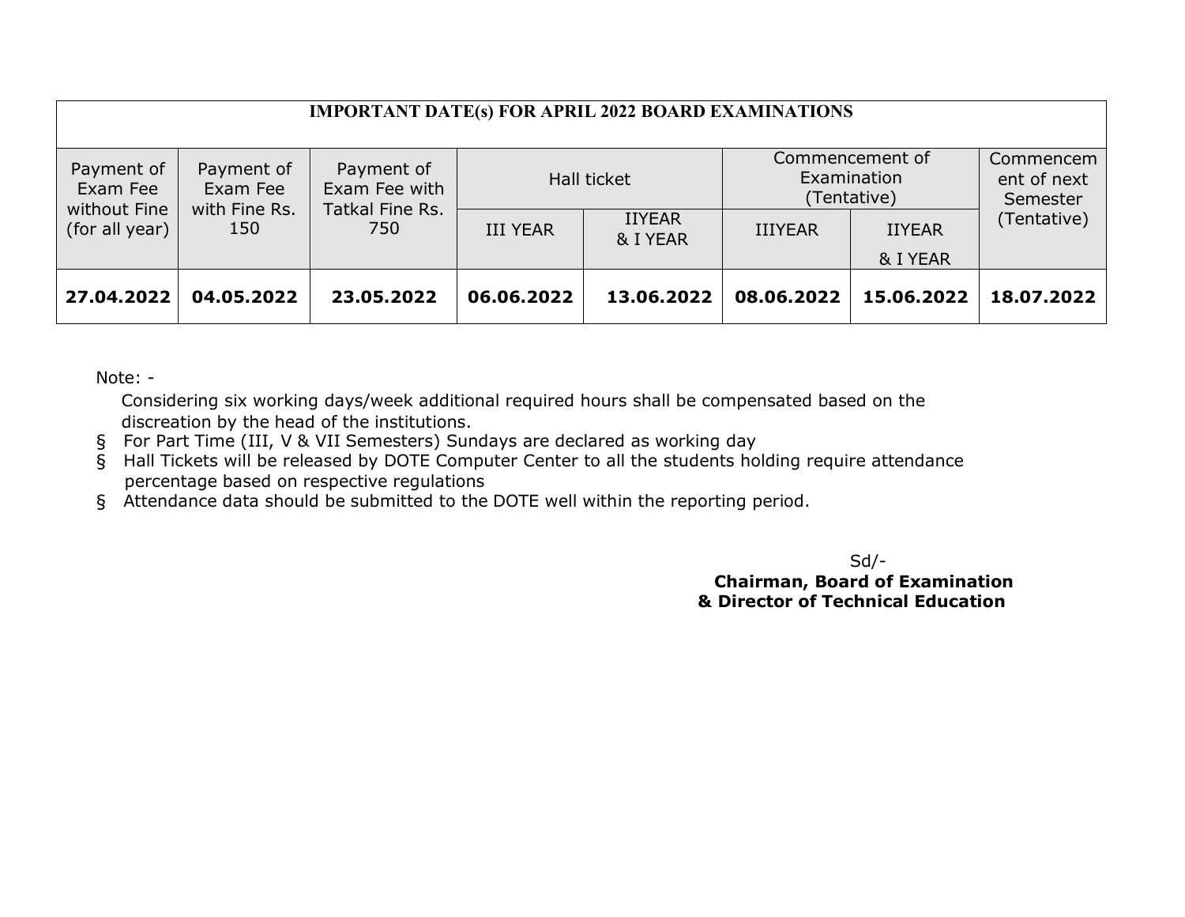**IMPORTANT DATE(s) FOR APRIL 2022 BOARD EXAMINATIONS**

| Payment of Exam Fee without Fine (for all year) | Payment of Exam Fee with Fine Rs. 150 | Payment of Exam Fee with Tatkal Fine Rs. 750 | Hall ticket | | Commencement of Examination (Tentative) | | Commencement of next Semester (Tentative) |
|---|---|---|---|---|---|---|---|
| | | | III YEAR | IIYEAR & I YEAR | IIIYEAR | IIYEAR & I YEAR | |
| **27.04.2022** | **04.05.2022** | **23.05.2022** | **06.06.2022** | **13.06.2022** | **08.06.2022** | **15.06.2022** | **18.07.2022** |

Note: -

Considering six working days/week additional required hours shall be compensated based on the discreation by the head of the institutions.

§ For Part Time (III, V & VII Semesters) Sundays are declared as working day

§ Hall Tickets will be released by DOTE Computer Center to all the students holding require attendance percentage based on respective regulations

§ Attendance data should be submitted to the DOTE well within the reporting period.

Sd/-

**Chairman, Board of Examination**
**& Director of Technical Education**